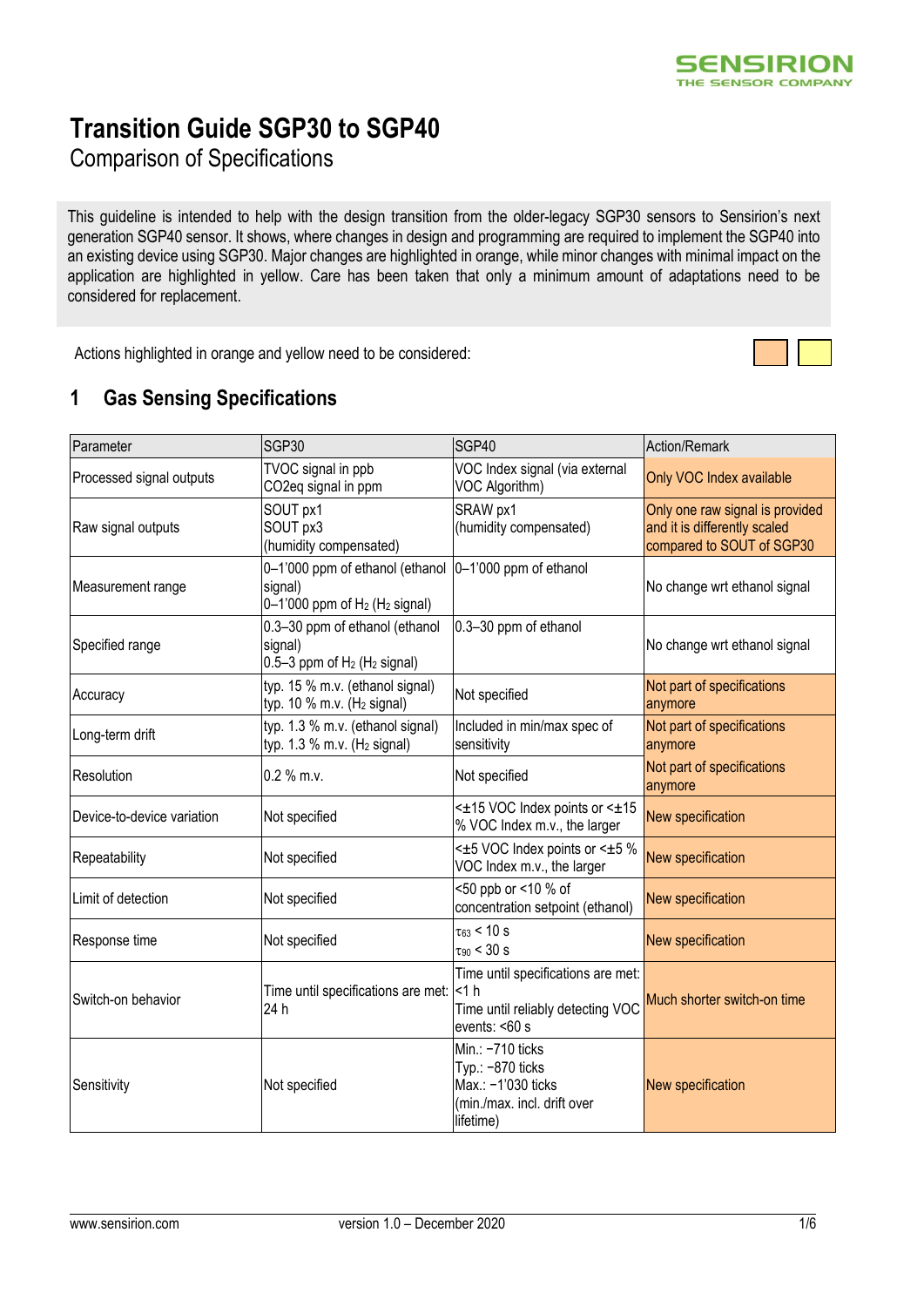# Transition Guide SGP30 to SGP40

## Comparison of Specifications

This guideline is intended to help with the design transition from the older-legacy SGP30 sensors to Sensirion's next generation SGP40 sensor. It shows, where changes in design and programming are required to implement the SGP40 into an existing device using SGP30. Major changes are highlighted in orange, while minor changes with minimal impact on the application are highlighted in yellow. Care has been taken that only a minimum amount of adaptations need to be considered for replacement.

Actions highlighted in orange and yellow need to be considered:

## 1 Gas Sensing Specifications

| Parameter | SGP30 | SGP40 | Action/Remark |
|---|---|---|---|
| Processed signal outputs | TVOC signal in ppb<br>CO2eq signal in ppm | VOC Index signal (via external VOC Algorithm) | Only VOC Index available |
| Raw signal outputs | SOUT px1<br>SOUT px3<br>(humidity compensated) | SRAW px1<br>(humidity compensated) | Only one raw signal is provided and it is differently scaled compared to SOUT of SGP30 |
| Measurement range | 0–1'000 ppm of ethanol (ethanol signal)<br>0–1'000 ppm of $H_2$ ($H_2$ signal) | 0–1'000 ppm of ethanol | No change wrt ethanol signal |
| Specified range | 0.3–30 ppm of ethanol (ethanol signal)<br>0.5–3 ppm of $H_2$ ($H_2$ signal) | 0.3–30 ppm of ethanol | No change wrt ethanol signal |
| Accuracy | typ. 15 % m.v. (ethanol signal)<br>typ. 10 % m.v. ($H_2$ signal) | Not specified | Not part of specifications anymore |
| Long-term drift | typ. 1.3 % m.v. (ethanol signal)<br>typ. 1.3 % m.v. ($H_2$ signal) | Included in min/max spec of sensitivity | Not part of specifications anymore |
| Resolution | 0.2 % m.v. | Not specified | Not part of specifications anymore |
| Device-to-device variation | Not specified | <±15 VOC Index points or <±15 % VOC Index m.v., the larger | New specification |
| Repeatability | Not specified | <±5 VOC Index points or <±5 % VOC Index m.v., the larger | New specification |
| Limit of detection | Not specified | <50 ppb or <10 % of concentration setpoint (ethanol) | New specification |
| Response time | Not specified | $\tau_{63}$ < 10 s<br>$\tau_{90}$ < 30 s | New specification |
| Switch-on behavior | Time until specifications are met: 24 h | Time until specifications are met: <1 h<br>Time until reliably detecting VOC events: <60 s | Much shorter switch-on time |
| Sensitivity | Not specified | Min.: −710 ticks<br>Typ.: −870 ticks<br>Max.: −1'030 ticks<br>(min./max. incl. drift over lifetime) | New specification |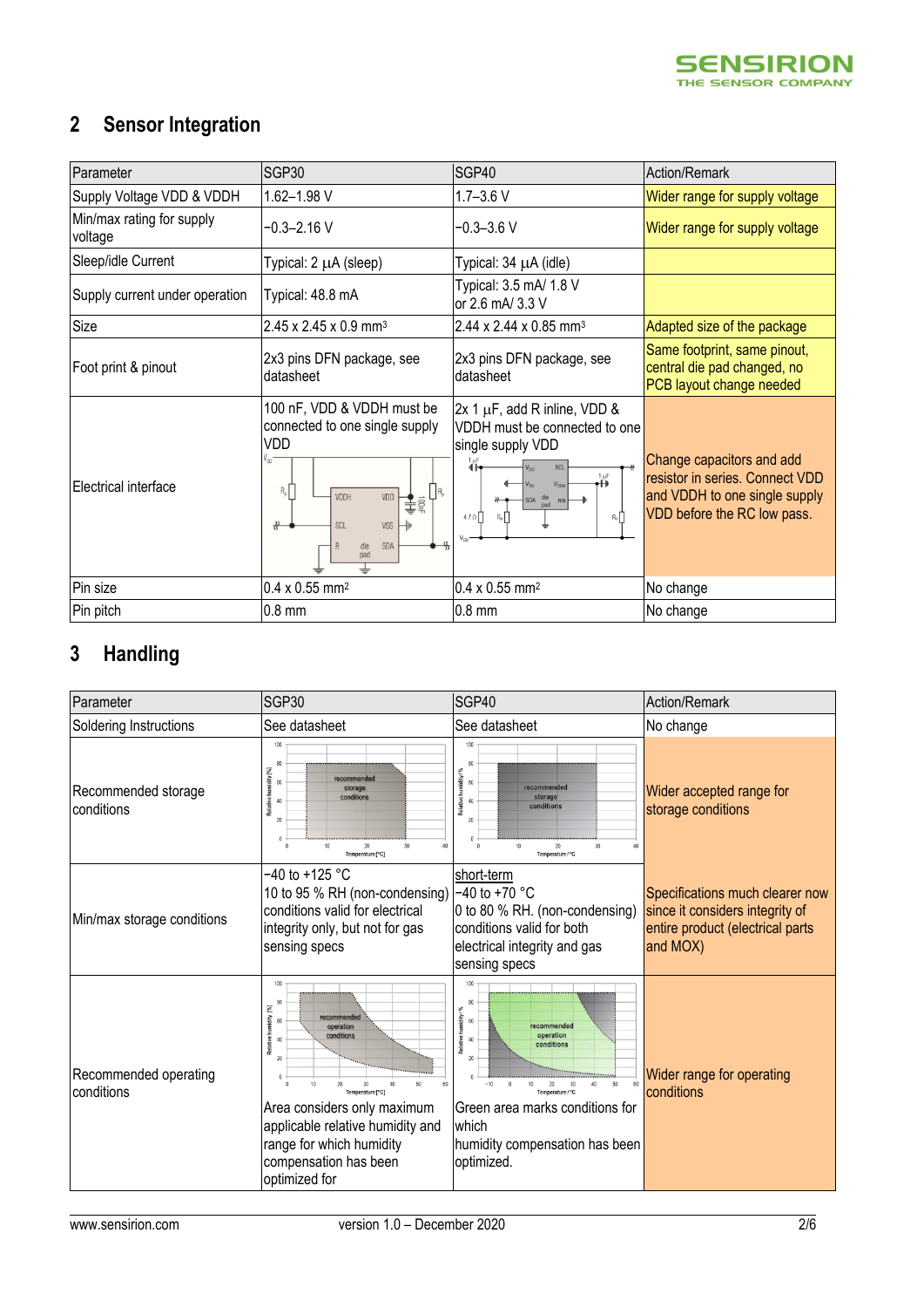## 2 Sensor Integration

| Parameter | SGP30 | SGP40 | Action/Remark |
|---|---|---|---|
| Supply Voltage VDD & VDDH | 1.62–1.98 V | 1.7–3.6 V | Wider range for supply voltage |
| Min/max rating for supply voltage | −0.3–2.16 V | −0.3–3.6 V | Wider range for supply voltage |
| Sleep/idle Current | Typical: 2 µA (sleep) | Typical: 34 µA (idle) | |
| Supply current under operation | Typical: 48.8 mA | Typical: 3.5 mA/ 1.8 V or 2.6 mA/ 3.3 V | |
| Size | 2.45 x 2.45 x 0.9 mm³ | 2.44 x 2.44 x 0.85 mm³ | Adapted size of the package |
| Foot print & pinout | 2x3 pins DFN package, see datasheet | 2x3 pins DFN package, see datasheet | Same footprint, same pinout, central die pad changed, no PCB layout change needed |
| Electrical interface | 100 nF, VDD & VDDH must be connected to one single supply VDD | 2x 1 µF, add R inline, VDD & VDDH must be connected to one single supply VDD | Change capacitors and add resistor in series. Connect VDD and VDDH to one single supply VDD before the RC low pass. |
| Pin size | 0.4 x 0.55 mm² | 0.4 x 0.55 mm² | No change |
| Pin pitch | 0.8 mm | 0.8 mm | No change |

## 3 Handling

| Parameter | SGP30 | SGP40 | Action/Remark |
|---|---|---|---|
| Soldering Instructions | See datasheet | See datasheet | No change |
| Recommended storage conditions | | | Wider accepted range for storage conditions |
| Min/max storage conditions | −40 to +125 °C<br>10 to 95 % RH (non-condensing) conditions valid for electrical integrity only, but not for gas sensing specs | short-term<br>−40 to +70 °C<br>0 to 80 % RH. (non-condensing) conditions valid for both electrical integrity and gas sensing specs | Specifications much clearer now since it considers integrity of entire product (electrical parts and MOX) |
| Recommended operating conditions | Area considers only maximum applicable relative humidity and range for which humidity compensation has been optimized for | Green area marks conditions for which humidity compensation has been optimized. | Wider range for operating conditions |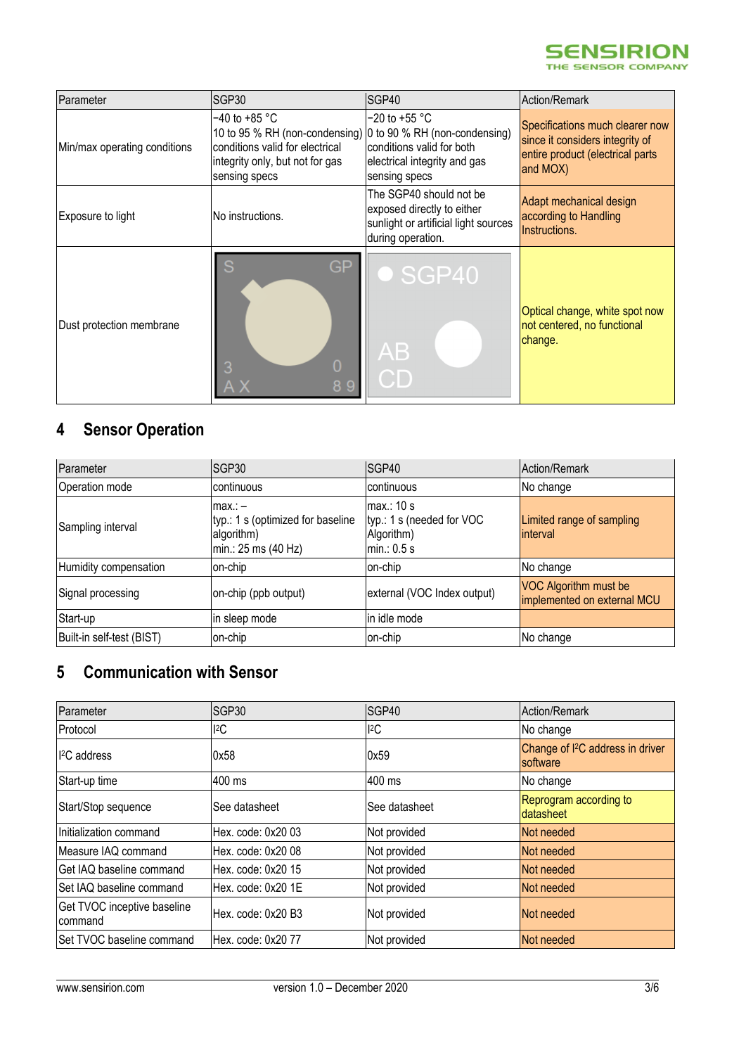| Parameter | SGP30 | SGP40 | Action/Remark |
|---|---|---|---|
| Min/max operating conditions | −40 to +85 °C<br>10 to 95 % RH (non-condensing)<br>conditions valid for electrical integrity only, but not for gas sensing specs | −20 to +55 °C<br>0 to 90 % RH (non-condensing)<br>conditions valid for both electrical integrity and gas sensing specs | Specifications much clearer now since it considers integrity of entire product (electrical parts and MOX) |
| Exposure to light | No instructions. | The SGP40 should not be exposed directly to either sunlight or artificial light sources during operation. | Adapt mechanical design according to Handling Instructions. |
| Dust protection membrane | | | Optical change, white spot now not centered, no functional change. |

## 4 Sensor Operation

| Parameter | SGP30 | SGP40 | Action/Remark |
|---|---|---|---|
| Operation mode | continuous | continuous | No change |
| Sampling interval | max.: –<br>typ.: 1 s (optimized for baseline algorithm)<br>min.: 25 ms (40 Hz) | max.: 10 s<br>typ.: 1 s (needed for VOC Algorithm)<br>min.: 0.5 s | Limited range of sampling interval |
| Humidity compensation | on-chip | on-chip | No change |
| Signal processing | on-chip (ppb output) | external (VOC Index output) | VOC Algorithm must be implemented on external MCU |
| Start-up | in sleep mode | in idle mode | |
| Built-in self-test (BIST) | on-chip | on-chip | No change |

## 5 Communication with Sensor

| Parameter | SGP30 | SGP40 | Action/Remark |
|---|---|---|---|
| Protocol | I²C | I²C | No change |
| I²C address | 0x58 | 0x59 | Change of I²C address in driver software |
| Start-up time | 400 ms | 400 ms | No change |
| Start/Stop sequence | See datasheet | See datasheet | Reprogram according to datasheet |
| Initialization command | Hex. code: 0x20 03 | Not provided | Not needed |
| Measure IAQ command | Hex. code: 0x20 08 | Not provided | Not needed |
| Get IAQ baseline command | Hex. code: 0x20 15 | Not provided | Not needed |
| Set IAQ baseline command | Hex. code: 0x20 1E | Not provided | Not needed |
| Get TVOC inceptive baseline command | Hex. code: 0x20 B3 | Not provided | Not needed |
| Set TVOC baseline command | Hex. code: 0x20 77 | Not provided | Not needed |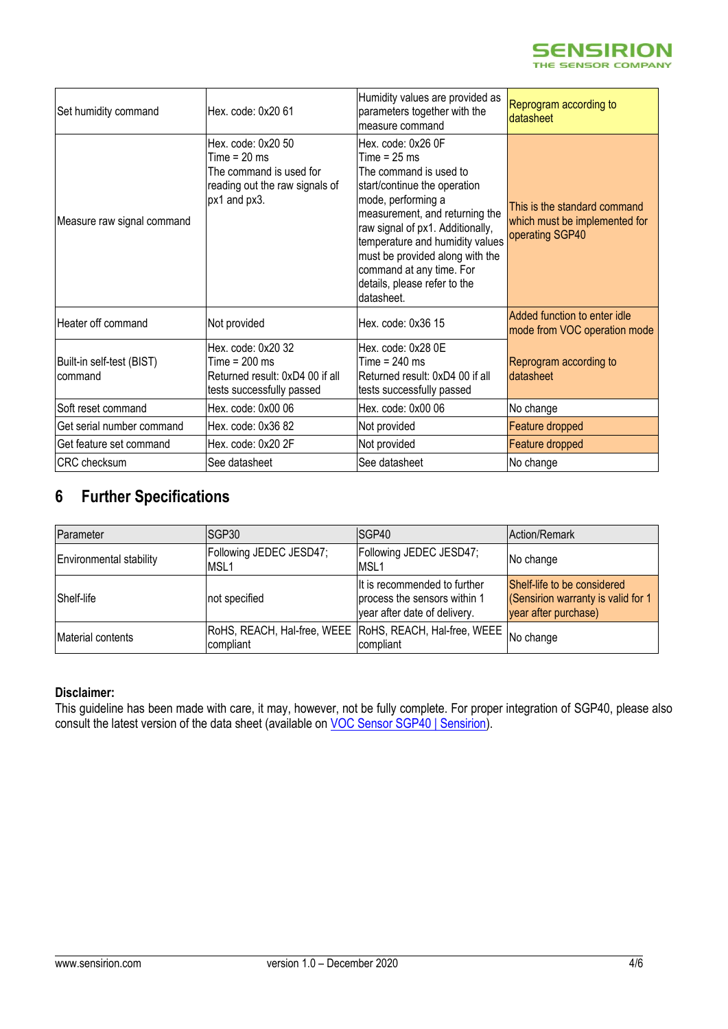| | | | |
|---|---|---|---|
| Set humidity command | Hex. code: 0x20 61 | Humidity values are provided as parameters together with the measure command | Reprogram according to datasheet |
| Measure raw signal command | Hex. code: 0x20 50<br>Time = 20 ms<br>The command is used for reading out the raw signals of px1 and px3. | Hex. code: 0x26 0F<br>Time = 25 ms<br>The command is used to start/continue the operation mode, performing a measurement, and returning the raw signal of px1. Additionally, temperature and humidity values must be provided along with the command at any time. For details, please refer to the datasheet. | This is the standard command which must be implemented for operating SGP40 |
| Heater off command | Not provided | Hex. code: 0x36 15 | Added function to enter idle mode from VOC operation mode |
| Built-in self-test (BIST) command | Hex. code: 0x20 32<br>Time = 200 ms<br>Returned result: 0xD4 00 if all tests successfully passed | Hex. code: 0x28 0E<br>Time = 240 ms<br>Returned result: 0xD4 00 if all tests successfully passed | Reprogram according to datasheet |
| Soft reset command | Hex. code: 0x00 06 | Hex. code: 0x00 06 | No change |
| Get serial number command | Hex. code: 0x36 82 | Not provided | Feature dropped |
| Get feature set command | Hex. code: 0x20 2F | Not provided | Feature dropped |
| CRC checksum | See datasheet | See datasheet | No change |

# 6 Further Specifications

| Parameter | SGP30 | SGP40 | Action/Remark |
|---|---|---|---|
| Environmental stability | Following JEDEC JESD47; MSL1 | Following JEDEC JESD47; MSL1 | No change |
| Shelf-life | not specified | It is recommended to further process the sensors within 1 year after date of delivery. | Shelf-life to be considered (Sensirion warranty is valid for 1 year after purchase) |
| Material contents | RoHS, REACH, Hal-free, WEEE compliant | RoHS, REACH, Hal-free, WEEE compliant | No change |

**Disclaimer:**
This guideline has been made with care, it may, however, not be fully complete. For proper integration of SGP40, please also consult the latest version of the data sheet (available on VOC Sensor SGP40 | Sensirion).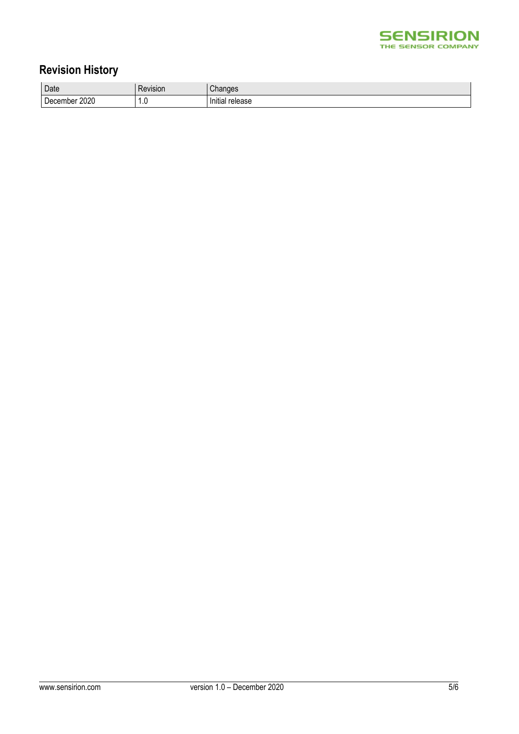## Revision History

| Date | Revision | Changes |
|---|---|---|
| December 2020 | 1.0 | Initial release |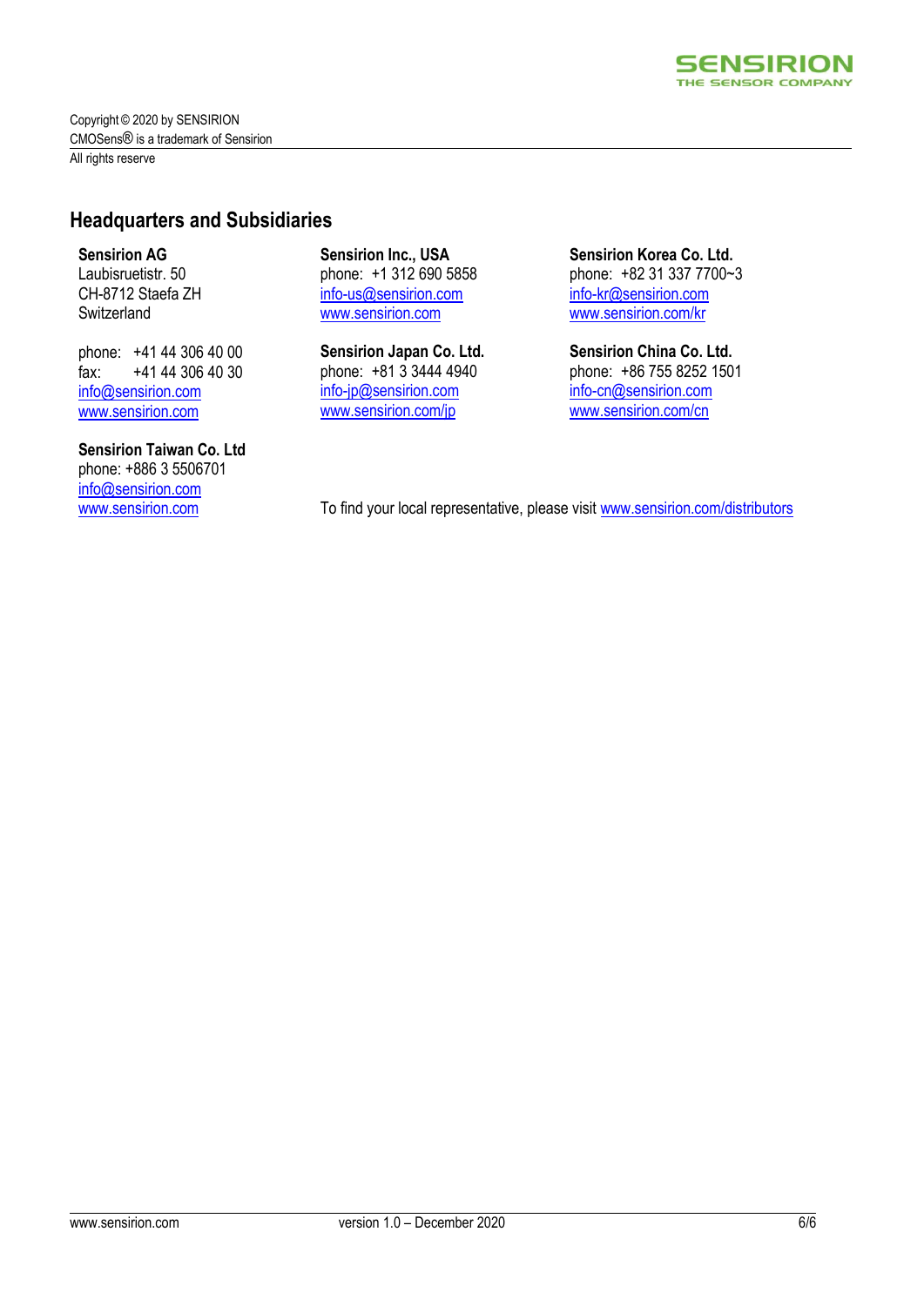Copyright © 2020 by SENSIRION
CMOSens® is a trademark of Sensirion
All rights reserve

## Headquarters and Subsidiaries

**Sensirion AG**
Laubisruetistr. 50
CH-8712 Staefa ZH
Switzerland

phone: +41 44 306 40 00
fax: +41 44 306 40 30
info@sensirion.com
www.sensirion.com

**Sensirion Taiwan Co. Ltd**
phone: +886 3 5506701
info@sensirion.com
www.sensirion.com

**Sensirion Inc., USA**
phone: +1 312 690 5858
info-us@sensirion.com
www.sensirion.com

**Sensirion Japan Co. Ltd.**
phone: +81 3 3444 4940
info-jp@sensirion.com
www.sensirion.com/jp

**Sensirion Korea Co. Ltd.**
phone: +82 31 337 7700~3
info-kr@sensirion.com
www.sensirion.com/kr

**Sensirion China Co. Ltd.**
phone: +86 755 8252 1501
info-cn@sensirion.com
www.sensirion.com/cn

To find your local representative, please visit www.sensirion.com/distributors